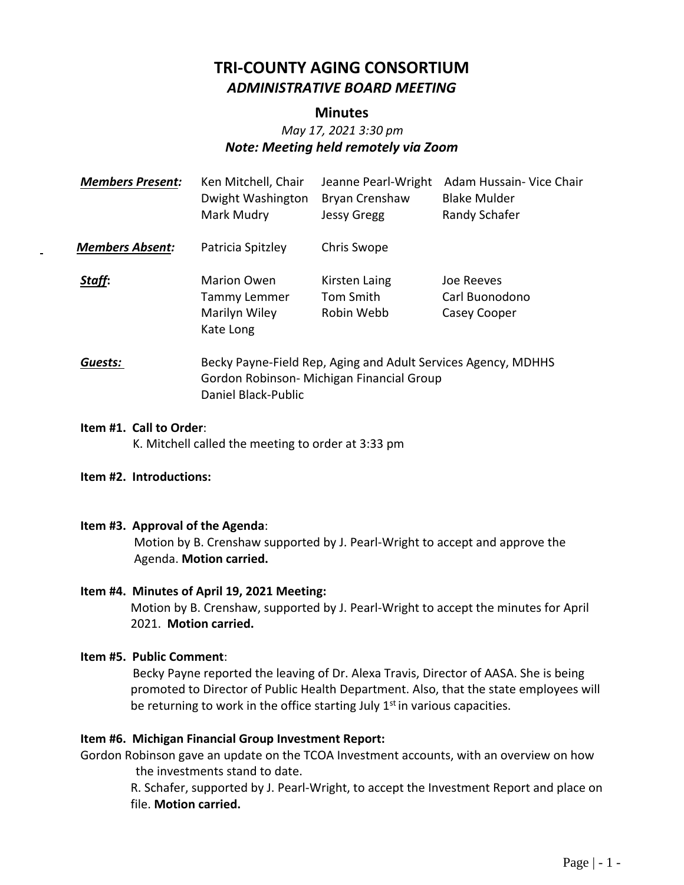# TRI-COUNTY AGING CONSORTIUM

## *ADMINISTRATIVE BOARD MEETING*

### Minutes

*May 17, 2021 3:30 pm*

***Note: Meeting held remotely via Zoom***

| | | | |
|---|---|---|---|
| ***Members Present:*** | Ken Mitchell, Chair | Jeanne Pearl-Wright | Adam Hussain- Vice Chair |
| | Dwight Washington | Bryan Crenshaw | Blake Mulder |
| | Mark Mudry | Jessy Gregg | Randy Schafer |
| ***Members Absent:*** | Patricia Spitzley | Chris Swope | |
| ***Staff*:** | Marion Owen | Kirsten Laing | Joe Reeves |
| | Tammy Lemmer | Tom Smith | Carl Buonodono |
| | Marilyn Wiley | Robin Webb | Casey Cooper |
| | Kate Long | | |

***Guests:*** Becky Payne-Field Rep, Aging and Adult Services Agency, MDHHS
Gordon Robinson- Michigan Financial Group
Daniel Black-Public

**Item #1. Call to Order**:
K. Mitchell called the meeting to order at 3:33 pm

**Item #2. Introductions:**

**Item #3. Approval of the Agenda**:
Motion by B. Crenshaw supported by J. Pearl-Wright to accept and approve the Agenda. **Motion carried.**

**Item #4. Minutes of April 19, 2021 Meeting:**
Motion by B. Crenshaw, supported by J. Pearl-Wright to accept the minutes for April 2021. **Motion carried.**

**Item #5. Public Comment**:
Becky Payne reported the leaving of Dr. Alexa Travis, Director of AASA. She is being promoted to Director of Public Health Department. Also, that the state employees will be returning to work in the office starting July 1st in various capacities.

**Item #6. Michigan Financial Group Investment Report:**
Gordon Robinson gave an update on the TCOA Investment accounts, with an overview on how the investments stand to date.
R. Schafer, supported by J. Pearl-Wright, to accept the Investment Report and place on file. **Motion carried.**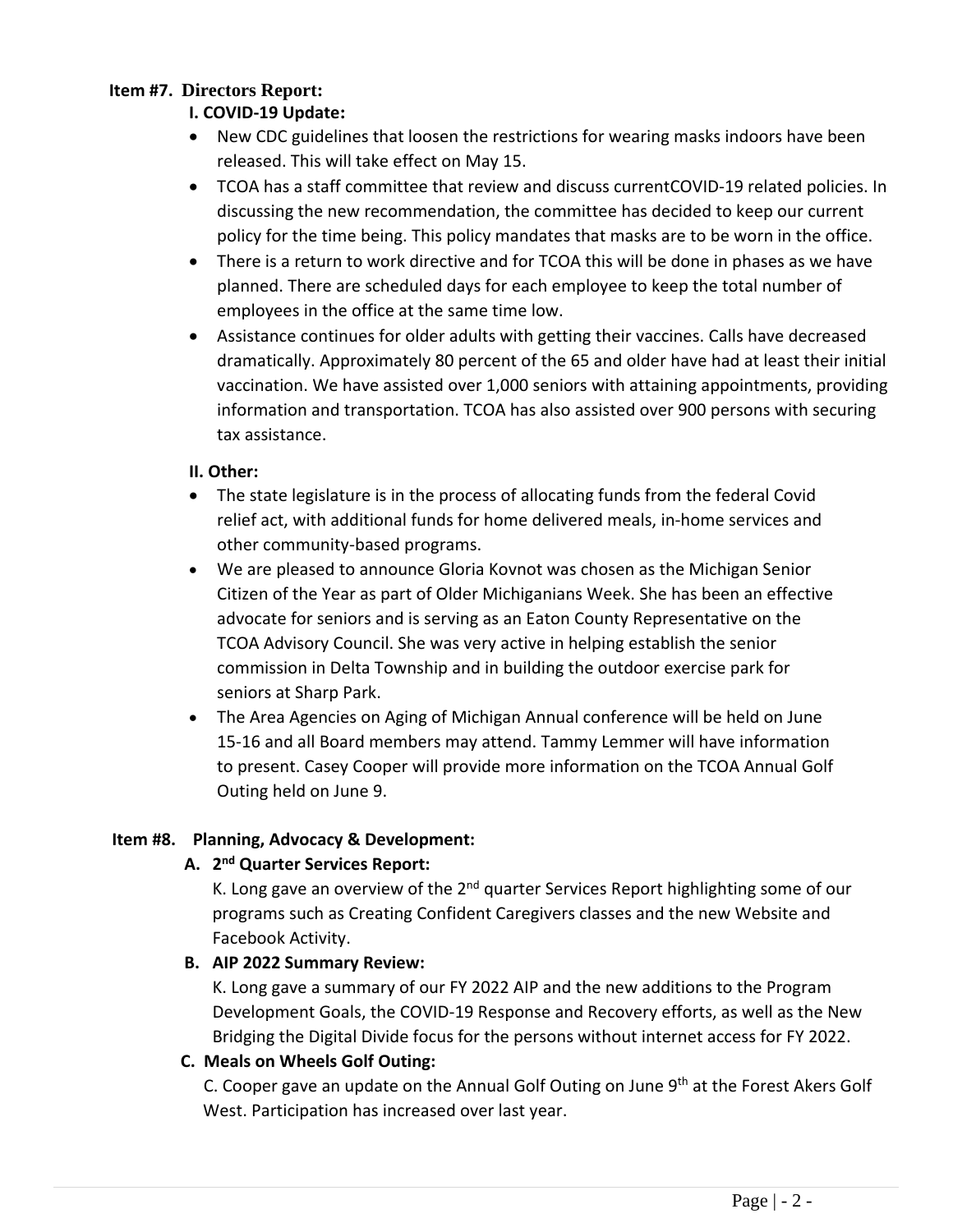**Item #7. Directors Report:**

**I. COVID-19 Update:**

- New CDC guidelines that loosen the restrictions for wearing masks indoors have been released. This will take effect on May 15.
- TCOA has a staff committee that review and discuss currentCOVID-19 related policies. In discussing the new recommendation, the committee has decided to keep our current policy for the time being. This policy mandates that masks are to be worn in the office.
- There is a return to work directive and for TCOA this will be done in phases as we have planned. There are scheduled days for each employee to keep the total number of employees in the office at the same time low.
- Assistance continues for older adults with getting their vaccines. Calls have decreased dramatically. Approximately 80 percent of the 65 and older have had at least their initial vaccination. We have assisted over 1,000 seniors with attaining appointments, providing information and transportation. TCOA has also assisted over 900 persons with securing tax assistance.

**II. Other:**

- The state legislature is in the process of allocating funds from the federal Covid relief act, with additional funds for home delivered meals, in-home services and other community-based programs.
- We are pleased to announce Gloria Kovnot was chosen as the Michigan Senior Citizen of the Year as part of Older Michiganians Week. She has been an effective advocate for seniors and is serving as an Eaton County Representative on the TCOA Advisory Council. She was very active in helping establish the senior commission in Delta Township and in building the outdoor exercise park for seniors at Sharp Park.
- The Area Agencies on Aging of Michigan Annual conference will be held on June 15-16 and all Board members may attend. Tammy Lemmer will have information to present. Casey Cooper will provide more information on the TCOA Annual Golf Outing held on June 9.

**Item #8. Planning, Advocacy & Development:**

**A. 2nd Quarter Services Report:**

K. Long gave an overview of the 2nd quarter Services Report highlighting some of our programs such as Creating Confident Caregivers classes and the new Website and Facebook Activity.

**B. AIP 2022 Summary Review:**

K. Long gave a summary of our FY 2022 AIP and the new additions to the Program Development Goals, the COVID-19 Response and Recovery efforts, as well as the New Bridging the Digital Divide focus for the persons without internet access for FY 2022.

**C. Meals on Wheels Golf Outing:**

C. Cooper gave an update on the Annual Golf Outing on June 9th at the Forest Akers Golf West. Participation has increased over last year.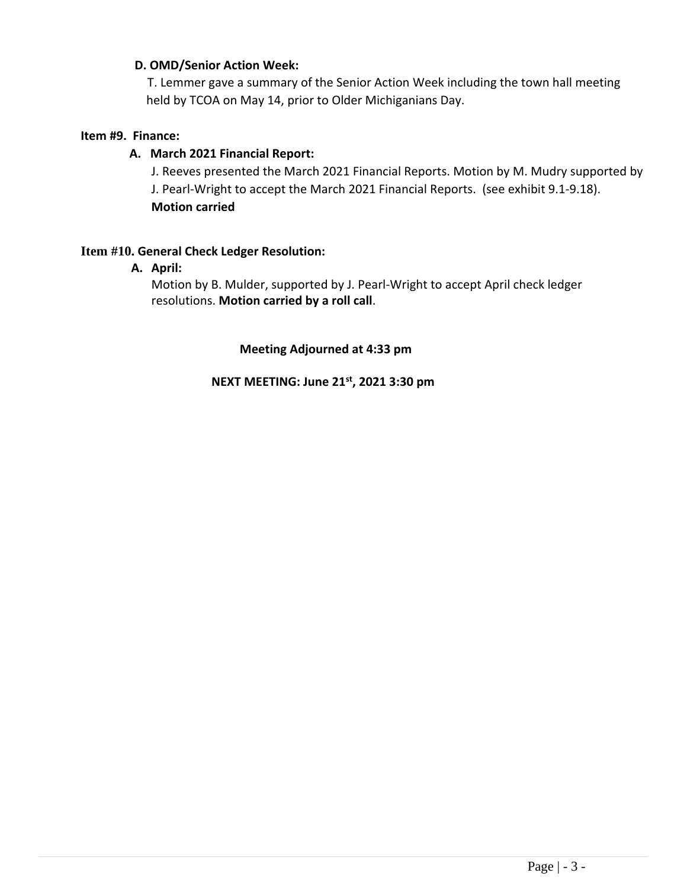**D. OMD/Senior Action Week:**

T. Lemmer gave a summary of the Senior Action Week including the town hall meeting held by TCOA on May 14, prior to Older Michiganians Day.

**Item #9. Finance:**

**A. March 2021 Financial Report:**

J. Reeves presented the March 2021 Financial Reports. Motion by M. Mudry supported by J. Pearl-Wright to accept the March 2021 Financial Reports. (see exhibit 9.1-9.18). **Motion carried**

**Item #10. General Check Ledger Resolution:**

**A. April:**

Motion by B. Mulder, supported by J. Pearl-Wright to accept April check ledger resolutions. **Motion carried by a roll call**.

**Meeting Adjourned at 4:33 pm**

**NEXT MEETING: June 21st, 2021 3:30 pm**